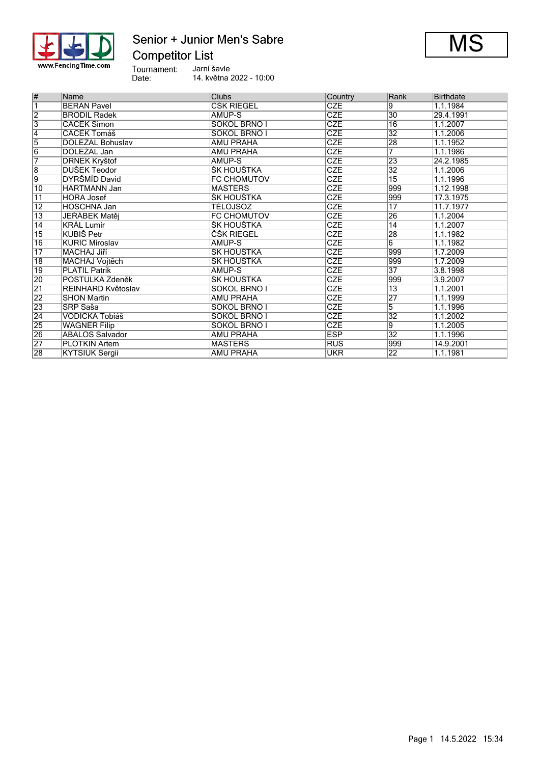# Senior + Junior Men's Sabre

## Competitor List

MS

Tournament: Jarní šavle
Date: 14. května 2022 - 10:00

| # | Name | Clubs | Country | Rank | Birthdate |
|---|---|---|---|---|---|
| 1 | BERAN Pavel | CSK RIEGEL | CZE | 9 | 1.1.1984 |
| 2 | BRODIL Radek | AMUP-S | CZE | 30 | 29.4.1991 |
| 3 | CACEK Simon | SOKOL BRNO I | CZE | 16 | 1.1.2007 |
| 4 | CACEK Tomáš | SOKOL BRNO I | CZE | 32 | 1.1.2006 |
| 5 | DOLEZAL Bohuslav | AMU PRAHA | CZE | 28 | 1.1.1952 |
| 6 | DOLEZAL Jan | AMU PRAHA | CZE | 7 | 1.1.1986 |
| 7 | DRNEK Kryštof | AMUP-S | CZE | 23 | 24.2.1985 |
| 8 | DUŠEK Teodor | ŠK HOUŠTKA | CZE | 32 | 1.1.2006 |
| 9 | DYRŠMÍD David | FC CHOMUTOV | CZE | 15 | 1.1.1996 |
| 10 | HARTMANN Jan | MASTERS | CZE | 999 | 1.12.1998 |
| 11 | HORA Josef | ŠK HOUŠTKA | CZE | 999 | 17.3.1975 |
| 12 | HOSCHNA Jan | TĚLOJSOZ | CZE | 17 | 11.7.1977 |
| 13 | JEŘÁBEK Matěj | FC CHOMUTOV | CZE | 26 | 1.1.2004 |
| 14 | KRÁL Lumír | ŠK HOUŠTKA | CZE | 14 | 1.1.2007 |
| 15 | KUBIŠ Petr | ČSK RIEGEL | CZE | 28 | 1.1.1982 |
| 16 | KURIC Miroslav | AMUP-S | CZE | 6 | 1.1.1982 |
| 17 | MACHAJ Jiří | SK HOUSTKA | CZE | 999 | 1.7.2009 |
| 18 | MACHAJ Vojtěch | SK HOUSTKA | CZE | 999 | 1.7.2009 |
| 19 | PLATIL Patrik | AMUP-S | CZE | 37 | 3.8.1998 |
| 20 | POSTULKA Zdeněk | SK HOUSTKA | CZE | 999 | 3.9.2007 |
| 21 | REINHARD Květoslav | SOKOL BRNO I | CZE | 13 | 1.1.2001 |
| 22 | SHON Martin | AMU PRAHA | CZE | 27 | 1.1.1999 |
| 23 | SRP Saša | SOKOL BRNO I | CZE | 5 | 1.1.1996 |
| 24 | VODICKA Tobiáš | SOKOL BRNO I | CZE | 32 | 1.1.2002 |
| 25 | WAGNER Filip | SOKOL BRNO I | CZE | 9 | 1.1.2005 |
| 26 | ABALOS Salvador | AMU PRAHA | ESP | 32 | 1.1.1996 |
| 27 | PLOTKIN Artem | MASTERS | RUS | 999 | 14.9.2001 |
| 28 | KYTSIUK Sergii | AMU PRAHA | UKR | 22 | 1.1.1981 |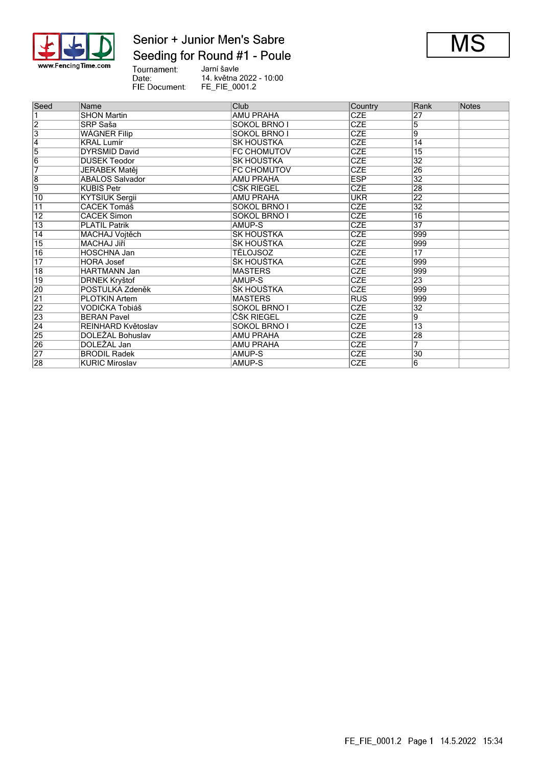# Senior + Junior Men's Sabre

## Seeding for Round #1 - Poule

**MS**

Tournament: Jarní šavle
Date: 14. května 2022 - 10:00
FIE Document: FE_FIE_0001.2

| Seed | Name | Club | Country | Rank | Notes |
|---|---|---|---|---|---|
| 1 | SHON Martin | AMU PRAHA | CZE | 27 | |
| 2 | SRP Saša | SOKOL BRNO I | CZE | 5 | |
| 3 | WÁGNER Filip | SOKOL BRNO I | CZE | 9 | |
| 4 | KRÁL Lumír | SK HOUŠTKA | CZE | 14 | |
| 5 | DYRSMID David | FC CHOMUTOV | CZE | 15 | |
| 6 | DUSEK Teodor | SK HOUSTKA | CZE | 32 | |
| 7 | JERABEK Matěj | FC CHOMUTOV | CZE | 26 | |
| 8 | ABALOS Salvador | AMU PRAHA | ESP | 32 | |
| 9 | KUBIS Petr | CSK RIEGEL | CZE | 28 | |
| 10 | KYTSIUK Sergii | AMU PRAHA | UKR | 22 | |
| 11 | CACEK Tomáš | SOKOL BRNO I | CZE | 32 | |
| 12 | CACEK Simon | SOKOL BRNO I | CZE | 16 | |
| 13 | PLATIL Patrik | AMUP-S | CZE | 37 | |
| 14 | MACHAJ Vojtěch | SK HOUSTKA | CZE | 999 | |
| 15 | MACHAJ Jiří | ŠK HOUŠTKA | CZE | 999 | |
| 16 | HOSCHNA Jan | TĚLOJSOZ | CZE | 17 | |
| 17 | HORA Josef | ŠK HOUŠTKA | CZE | 999 | |
| 18 | HARTMANN Jan | MASTERS | CZE | 999 | |
| 19 | DRNEK Kryštof | AMUP-S | CZE | 23 | |
| 20 | POSTULKA Zdeněk | ŠK HOUŠTKA | CZE | 999 | |
| 21 | PLOTKIN Artem | MASTERS | RUS | 999 | |
| 22 | VODIČKA Tobiáš | SOKOL BRNO I | CZE | 32 | |
| 23 | BERAN Pavel | ČSK RIEGEL | CZE | 9 | |
| 24 | REINHARD Květoslav | SOKOL BRNO I | CZE | 13 | |
| 25 | DOLEŽAL Bohuslav | AMU PRAHA | CZE | 28 | |
| 26 | DOLEŽAL Jan | AMU PRAHA | CZE | 7 | |
| 27 | BRODIL Radek | AMUP-S | CZE | 30 | |
| 28 | KURIC Miroslav | AMUP-S | CZE | 6 | |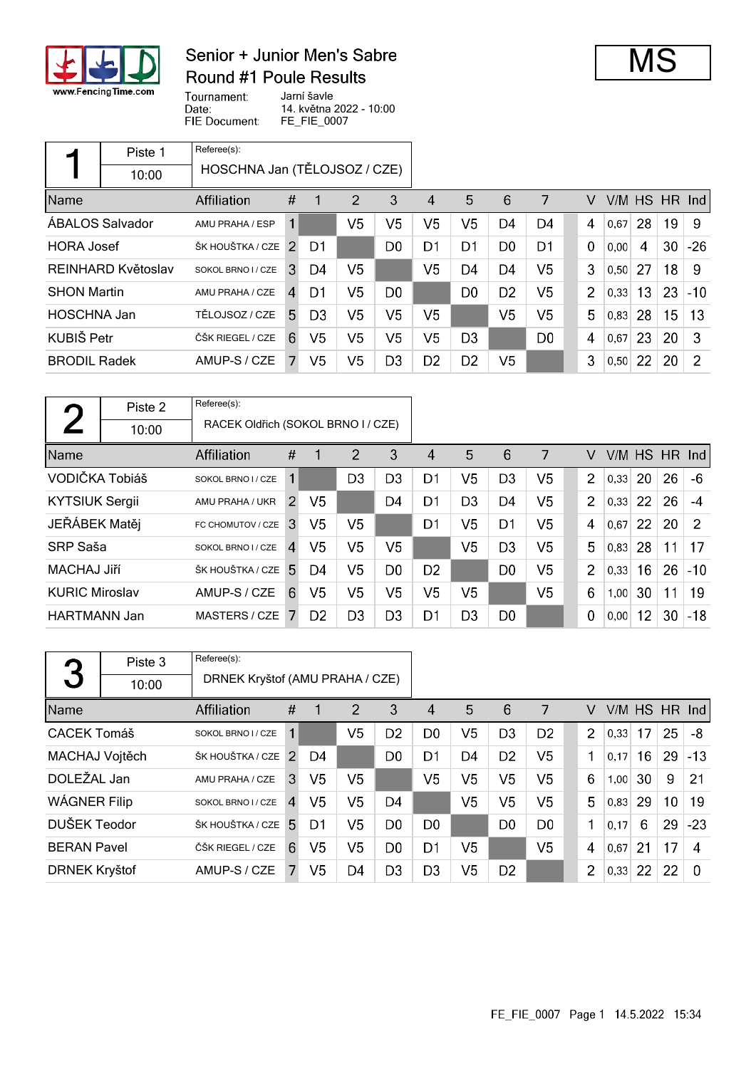# Senior + Junior Men's Sabre

## Round #1 Poule Results

**MS**

Tournament: Jarní šavle
Date: 14. května 2022 - 10:00
FIE Document: FE_FIE_0007

### 1 — Piste 1 — 10:00

Referee(s): HOSCHNA Jan (TĚLOJSOZ / CZE)

| Name | Affiliation | # | 1 | 2 | 3 | 4 | 5 | 6 | 7 | V | V/M | HS | HR | Ind |
|---|---|---|---|---|---|---|---|---|---|---|---|---|---|---|
| ÁBALOS Salvador | AMU PRAHA / ESP | 1 | | V5 | V5 | V5 | V5 | D4 | D4 | 4 | 0,67 | 28 | 19 | 9 |
| HORA Josef | ŠK HOUŠTKA / CZE | 2 | D1 | | D0 | D1 | D1 | D0 | D1 | 0 | 0,00 | 4 | 30 | -26 |
| REINHARD Květoslav | SOKOL BRNO I / CZE | 3 | D4 | V5 | | V5 | D4 | D4 | V5 | 3 | 0,50 | 27 | 18 | 9 |
| SHON Martin | AMU PRAHA / CZE | 4 | D1 | V5 | D0 | | D0 | D2 | V5 | 2 | 0,33 | 13 | 23 | -10 |
| HOSCHNA Jan | TĚLOJSOZ / CZE | 5 | D3 | V5 | V5 | V5 | | V5 | V5 | 5 | 0,83 | 28 | 15 | 13 |
| KUBIŠ Petr | ČŠK RIEGEL / CZE | 6 | V5 | V5 | V5 | V5 | D3 | | D0 | 4 | 0,67 | 23 | 20 | 3 |
| BRODIL Radek | AMUP-S / CZE | 7 | V5 | V5 | D3 | D2 | D2 | V5 | | 3 | 0,50 | 22 | 20 | 2 |

### 2 — Piste 2 — 10:00

Referee(s): RACEK Oldřich (SOKOL BRNO I / CZE)

| Name | Affiliation | # | 1 | 2 | 3 | 4 | 5 | 6 | 7 | V | V/M | HS | HR | Ind |
|---|---|---|---|---|---|---|---|---|---|---|---|---|---|---|
| VODIČKA Tobiáš | SOKOL BRNO I / CZE | 1 | | D3 | D3 | D1 | V5 | D3 | V5 | 2 | 0,33 | 20 | 26 | -6 |
| KYTSIUK Sergii | AMU PRAHA / UKR | 2 | V5 | | D4 | D1 | D3 | D4 | V5 | 2 | 0,33 | 22 | 26 | -4 |
| JEŘÁBEK Matěj | FC CHOMUTOV / CZE | 3 | V5 | V5 | | D1 | V5 | D1 | V5 | 4 | 0,67 | 22 | 20 | 2 |
| SRP Saša | SOKOL BRNO I / CZE | 4 | V5 | V5 | V5 | | V5 | D3 | V5 | 5 | 0,83 | 28 | 11 | 17 |
| MACHAJ Jiří | ŠK HOUŠTKA / CZE | 5 | D4 | V5 | D0 | D2 | | D0 | V5 | 2 | 0,33 | 16 | 26 | -10 |
| KURIC Miroslav | AMUP-S / CZE | 6 | V5 | V5 | V5 | V5 | V5 | | V5 | 6 | 1,00 | 30 | 11 | 19 |
| HARTMANN Jan | MASTERS / CZE | 7 | D2 | D3 | D3 | D1 | D3 | D0 | | 0 | 0,00 | 12 | 30 | -18 |

### 3 — Piste 3 — 10:00

Referee(s): DRNEK Kryštof (AMU PRAHA / CZE)

| Name | Affiliation | # | 1 | 2 | 3 | 4 | 5 | 6 | 7 | V | V/M | HS | HR | Ind |
|---|---|---|---|---|---|---|---|---|---|---|---|---|---|---|
| CACEK Tomáš | SOKOL BRNO I / CZE | 1 | | V5 | D2 | D0 | V5 | D3 | D2 | 2 | 0,33 | 17 | 25 | -8 |
| MACHAJ Vojtěch | ŠK HOUŠTKA / CZE | 2 | D4 | | D0 | D1 | D4 | D2 | V5 | 1 | 0,17 | 16 | 29 | -13 |
| DOLEŽAL Jan | AMU PRAHA / CZE | 3 | V5 | V5 | | V5 | V5 | V5 | V5 | 6 | 1,00 | 30 | 9 | 21 |
| WÁGNER Filip | SOKOL BRNO I / CZE | 4 | V5 | V5 | D4 | | V5 | V5 | V5 | 5 | 0,83 | 29 | 10 | 19 |
| DUŠEK Teodor | ŠK HOUŠTKA / CZE | 5 | D1 | V5 | D0 | D0 | | D0 | D0 | 1 | 0,17 | 6 | 29 | -23 |
| BERAN Pavel | ČŠK RIEGEL / CZE | 6 | V5 | V5 | D0 | D1 | V5 | | V5 | 4 | 0,67 | 21 | 17 | 4 |
| DRNEK Kryštof | AMUP-S / CZE | 7 | V5 | D4 | D3 | D3 | V5 | D2 | | 2 | 0,33 | 22 | 22 | 0 |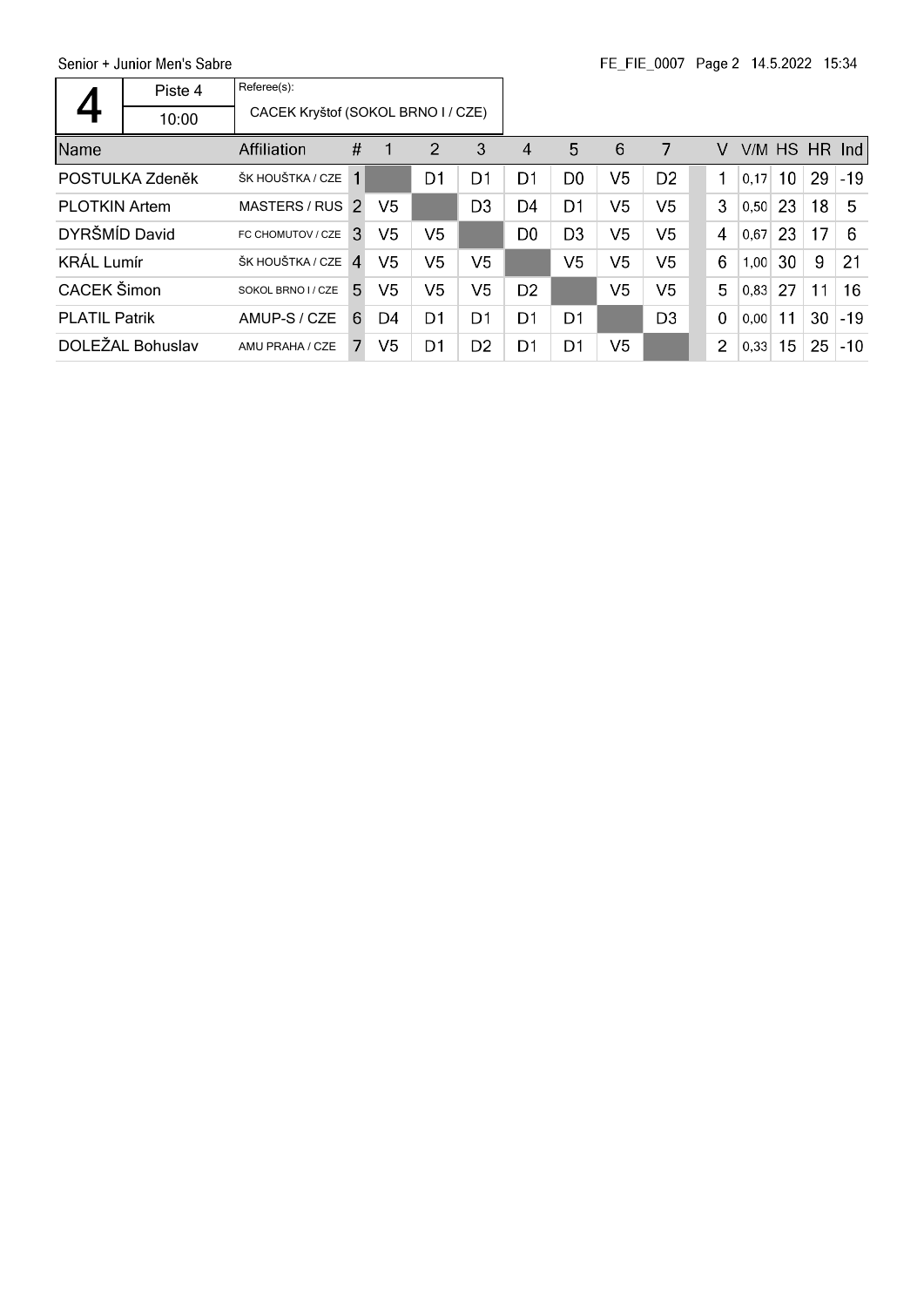Senior + Junior Men's Sabre

| 4 | Piste 4 | Referee(s): |
|---|---|---|
| | 10:00 | CACEK Kryštof (SOKOL BRNO I / CZE) |

| Name | Affiliation | # | 1 | 2 | 3 | 4 | 5 | 6 | 7 | V | V/M | HS | HR | Ind |
|---|---|---|---|---|---|---|---|---|---|---|---|---|---|---|
| POSTULKA Zdeněk | ŠK HOUŠTKA / CZE | 1 | | D1 | D1 | D1 | D0 | V5 | D2 | 1 | 0,17 | 10 | 29 | -19 |
| PLOTKIN Artem | MASTERS / RUS | 2 | V5 | | D3 | D4 | D1 | V5 | V5 | 3 | 0,50 | 23 | 18 | 5 |
| DYRŠMÍD David | FC CHOMUTOV / CZE | 3 | V5 | V5 | | D0 | D3 | V5 | V5 | 4 | 0,67 | 23 | 17 | 6 |
| KRÁL Lumír | ŠK HOUŠTKA / CZE | 4 | V5 | V5 | V5 | | V5 | V5 | V5 | 6 | 1,00 | 30 | 9 | 21 |
| CACEK Šimon | SOKOL BRNO I / CZE | 5 | V5 | V5 | V5 | D2 | | V5 | V5 | 5 | 0,83 | 27 | 11 | 16 |
| PLATIL Patrik | AMUP-S / CZE | 6 | D4 | D1 | D1 | D1 | D1 | | D3 | 0 | 0,00 | 11 | 30 | -19 |
| DOLEŽAL Bohuslav | AMU PRAHA / CZE | 7 | V5 | D1 | D2 | D1 | D1 | V5 | | 2 | 0,33 | 15 | 25 | -10 |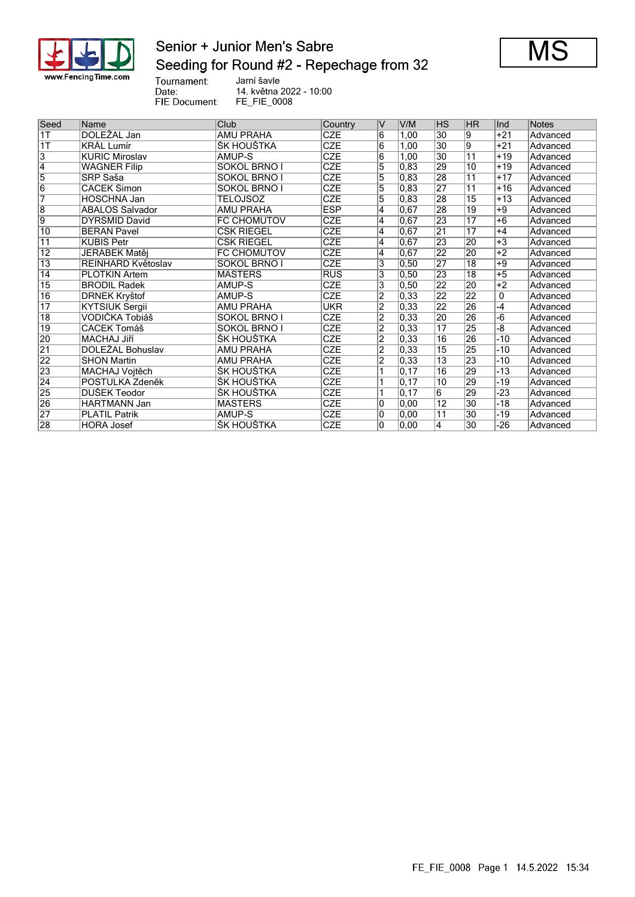# Senior + Junior Men's Sabre

## Seeding for Round #2 - Repechage from 32

**MS**

Tournament: Jarní šavle
Date: 14. května 2022 - 10:00
FIE Document: FE_FIE_0008

| Seed | Name | Club | Country | V | V/M | HS | HR | Ind | Notes |
|---|---|---|---|---|---|---|---|---|---|
| 1T | DOLEŽAL Jan | AMU PRAHA | CZE | 6 | 1,00 | 30 | 9 | +21 | Advanced |
| 1T | KRÁL Lumír | ŠK HOUŠTKA | CZE | 6 | 1,00 | 30 | 9 | +21 | Advanced |
| 3 | KURIC Miroslav | AMUP-S | CZE | 6 | 1,00 | 30 | 11 | +19 | Advanced |
| 4 | WAGNER Filip | SOKOL BRNO I | CZE | 5 | 0,83 | 29 | 10 | +19 | Advanced |
| 5 | SRP Saša | SOKOL BRNO I | CZE | 5 | 0,83 | 28 | 11 | +17 | Advanced |
| 6 | CACEK Simon | SOKOL BRNO I | CZE | 5 | 0,83 | 27 | 11 | +16 | Advanced |
| 7 | HOSCHNA Jan | TELOJSOZ | CZE | 5 | 0,83 | 28 | 15 | +13 | Advanced |
| 8 | ABALOS Salvador | AMU PRAHA | ESP | 4 | 0,67 | 28 | 19 | +9 | Advanced |
| 9 | DYRŠMID David | FC CHOMUTOV | CZE | 4 | 0,67 | 23 | 17 | +6 | Advanced |
| 10 | BERAN Pavel | CSK RIEGEL | CZE | 4 | 0,67 | 21 | 17 | +4 | Advanced |
| 11 | KUBIS Petr | CSK RIEGEL | CZE | 4 | 0,67 | 23 | 20 | +3 | Advanced |
| 12 | JERABEK Matěj | FC CHOMUTOV | CZE | 4 | 0,67 | 22 | 20 | +2 | Advanced |
| 13 | REINHARD Květoslav | SOKOL BRNO I | CZE | 3 | 0,50 | 27 | 18 | +9 | Advanced |
| 14 | PLOTKIN Artem | MASTERS | RUS | 3 | 0,50 | 23 | 18 | +5 | Advanced |
| 15 | BRODIL Radek | AMUP-S | CZE | 3 | 0,50 | 22 | 20 | +2 | Advanced |
| 16 | DRNEK Kryštof | AMUP-S | CZE | 2 | 0,33 | 22 | 22 | 0 | Advanced |
| 17 | KYTSIUK Sergii | AMU PRAHA | UKR | 2 | 0,33 | 22 | 26 | -4 | Advanced |
| 18 | VODIČKA Tobiáš | SOKOL BRNO I | CZE | 2 | 0,33 | 20 | 26 | -6 | Advanced |
| 19 | CACEK Tomáš | SOKOL BRNO I | CZE | 2 | 0,33 | 17 | 25 | -8 | Advanced |
| 20 | MACHAJ Jiří | ŠK HOUŠTKA | CZE | 2 | 0,33 | 16 | 26 | -10 | Advanced |
| 21 | DOLEŽAL Bohuslav | AMU PRAHA | CZE | 2 | 0,33 | 15 | 25 | -10 | Advanced |
| 22 | SHON Martin | AMU PRAHA | CZE | 2 | 0,33 | 13 | 23 | -10 | Advanced |
| 23 | MACHAJ Vojtěch | ŠK HOUŠTKA | CZE | 1 | 0,17 | 16 | 29 | -13 | Advanced |
| 24 | POSTULKA Zdeněk | ŠK HOUŠTKA | CZE | 1 | 0,17 | 10 | 29 | -19 | Advanced |
| 25 | DUŠEK Teodor | ŠK HOUŠTKA | CZE | 1 | 0,17 | 6 | 29 | -23 | Advanced |
| 26 | HARTMANN Jan | MASTERS | CZE | 0 | 0,00 | 12 | 30 | -18 | Advanced |
| 27 | PLATIL Patrik | AMUP-S | CZE | 0 | 0,00 | 11 | 30 | -19 | Advanced |
| 28 | HORA Josef | ŠK HOUŠTKA | CZE | 0 | 0,00 | 4 | 30 | -26 | Advanced |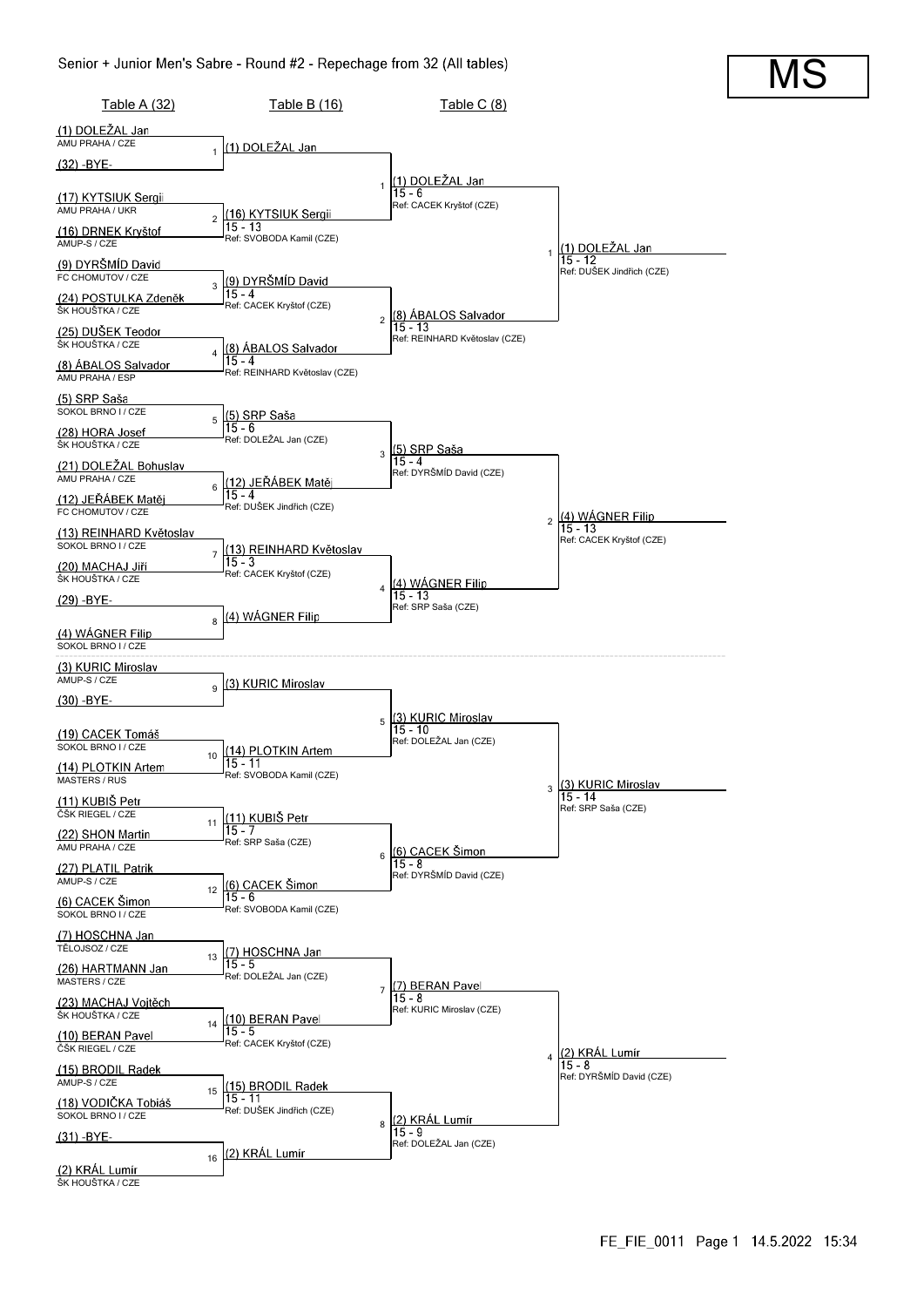# Senior + Junior Men's Sabre - Round #2 - Repechage from 32 (All tables)

**MS**

## Table A (32)

| Bout | Fencer | Club |
|---|---|---|
| 1 | (1) DOLEŽAL Jan | AMU PRAHA / CZE |
| 1 | (32) -BYE- | |
| 2 | (17) KYTSIUK Sergii | AMU PRAHA / UKR |
| 2 | (16) DRNEK Kryštof | AMUP-S / CZE |
| 3 | (9) DYRŠMÍD David | FC CHOMUTOV / CZE |
| 3 | (24) POSTULKA Zdeněk | ŠK HOUŠTKA / CZE |
| 4 | (25) DUŠEK Teodor | ŠK HOUŠTKA / CZE |
| 4 | (8) ÁBALOS Salvador | AMU PRAHA / ESP |
| 5 | (5) SRP Saša | SOKOL BRNO I / CZE |
| 5 | (28) HORA Josef | ŠK HOUŠTKA / CZE |
| 6 | (21) DOLEŽAL Bohuslav | AMU PRAHA / CZE |
| 6 | (12) JEŘÁBEK Matěj | FC CHOMUTOV / CZE |
| 7 | (13) REINHARD Květoslav | SOKOL BRNO I / CZE |
| 7 | (20) MACHAJ Jiří | ŠK HOUŠTKA / CZE |
| 8 | (29) -BYE- | |
| 8 | (4) WÁGNER Filip | SOKOL BRNO I / CZE |
| 9 | (3) KURIC Miroslav | AMUP-S / CZE |
| 9 | (30) -BYE- | |
| 10 | (19) CACEK Tomáš | SOKOL BRNO I / CZE |
| 10 | (14) PLOTKIN Artem | MASTERS / RUS |
| 11 | (11) KUBIŠ Petr | ČSK RIEGEL / CZE |
| 11 | (22) SHON Martin | AMU PRAHA / CZE |
| 12 | (27) PLATIL Patrik | AMUP-S / CZE |
| 12 | (6) CACEK Šimon | SOKOL BRNO I / CZE |
| 13 | (7) HOSCHNA Jan | TĚLOJSOZ / CZE |
| 13 | (26) HARTMANN Jan | MASTERS / CZE |
| 14 | (23) MACHAJ Vojtěch | ŠK HOUŠTKA / CZE |
| 14 | (10) BERAN Pavel | ČSK RIEGEL / CZE |
| 15 | (15) BRODIL Radek | AMUP-S / CZE |
| 15 | (18) VODIČKA Tobiáš | SOKOL BRNO I / CZE |
| 16 | (31) -BYE- | |
| 16 | (2) KRÁL Lumír | ŠK HOUŠTKA / CZE |

## Table B (16)

| Bout | Winner | Score | Referee |
|---|---|---|---|
| 1 | (1) DOLEŽAL Jan | | |
| 2 | (16) KYTSIUK Sergii | 15 - 13 | SVOBODA Kamil (CZE) |
| 3 | (9) DYRŠMÍD David | 15 - 4 | CACEK Kryštof (CZE) |
| 4 | (8) ÁBALOS Salvador | 15 - 4 | REINHARD Květoslav (CZE) |
| 5 | (5) SRP Saša | 15 - 6 | DOLEŽAL Jan (CZE) |
| 6 | (12) JEŘÁBEK Matěj | 15 - 4 | DUŠEK Jindřich (CZE) |
| 7 | (13) REINHARD Květoslav | 15 - 3 | CACEK Kryštof (CZE) |
| 8 | (4) WÁGNER Filip | | |
| 9 | (3) KURIC Miroslav | | |
| 10 | (14) PLOTKIN Artem | 15 - 11 | SVOBODA Kamil (CZE) |
| 11 | (11) KUBIŠ Petr | 15 - 7 | SRP Saša (CZE) |
| 12 | (6) CACEK Šimon | 15 - 6 | SVOBODA Kamil (CZE) |
| 13 | (7) HOSCHNA Jan | 15 - 5 | DOLEŽAL Jan (CZE) |
| 14 | (10) BERAN Pavel | 15 - 5 | CACEK Kryštof (CZE) |
| 15 | (15) BRODIL Radek | 15 - 11 | DUŠEK Jindřich (CZE) |
| 16 | (2) KRÁL Lumír | | |

## Table C (8)

| Bout | Winner | Score | Referee |
|---|---|---|---|
| 1 | (1) DOLEŽAL Jan | 15 - 6 | CACEK Kryštof (CZE) |
| 2 | (8) ÁBALOS Salvador | 15 - 13 | REINHARD Květoslav (CZE) |
| 3 | (5) SRP Saša | 15 - 4 | DYRŠMÍD David (CZE) |
| 4 | (4) WÁGNER Filip | 15 - 13 | SRP Saša (CZE) |
| 5 | (3) KURIC Miroslav | 15 - 10 | DOLEŽAL Jan (CZE) |
| 6 | (6) CACEK Šimon | 15 - 8 | DYRŠMÍD David (CZE) |
| 7 | (7) BERAN Pavel | 15 - 8 | KURIC Miroslav (CZE) |
| 8 | (2) KRÁL Lumír | 15 - 9 | DOLEŽAL Jan (CZE) |

## Final round

| Bout | Winner | Score | Referee |
|---|---|---|---|
| 1 | (1) DOLEŽAL Jan | 15 - 12 | DUŠEK Jindřich (CZE) |
| 2 | (4) WÁGNER Filip | 15 - 13 | CACEK Kryštof (CZE) |
| 3 | (3) KURIC Miroslav | 15 - 14 | SRP Saša (CZE) |
| 4 | (2) KRÁL Lumír | 15 - 8 | DYRŠMÍD David (CZE) |

FE_FIE_0011 Page 1 14.5.2022 15:34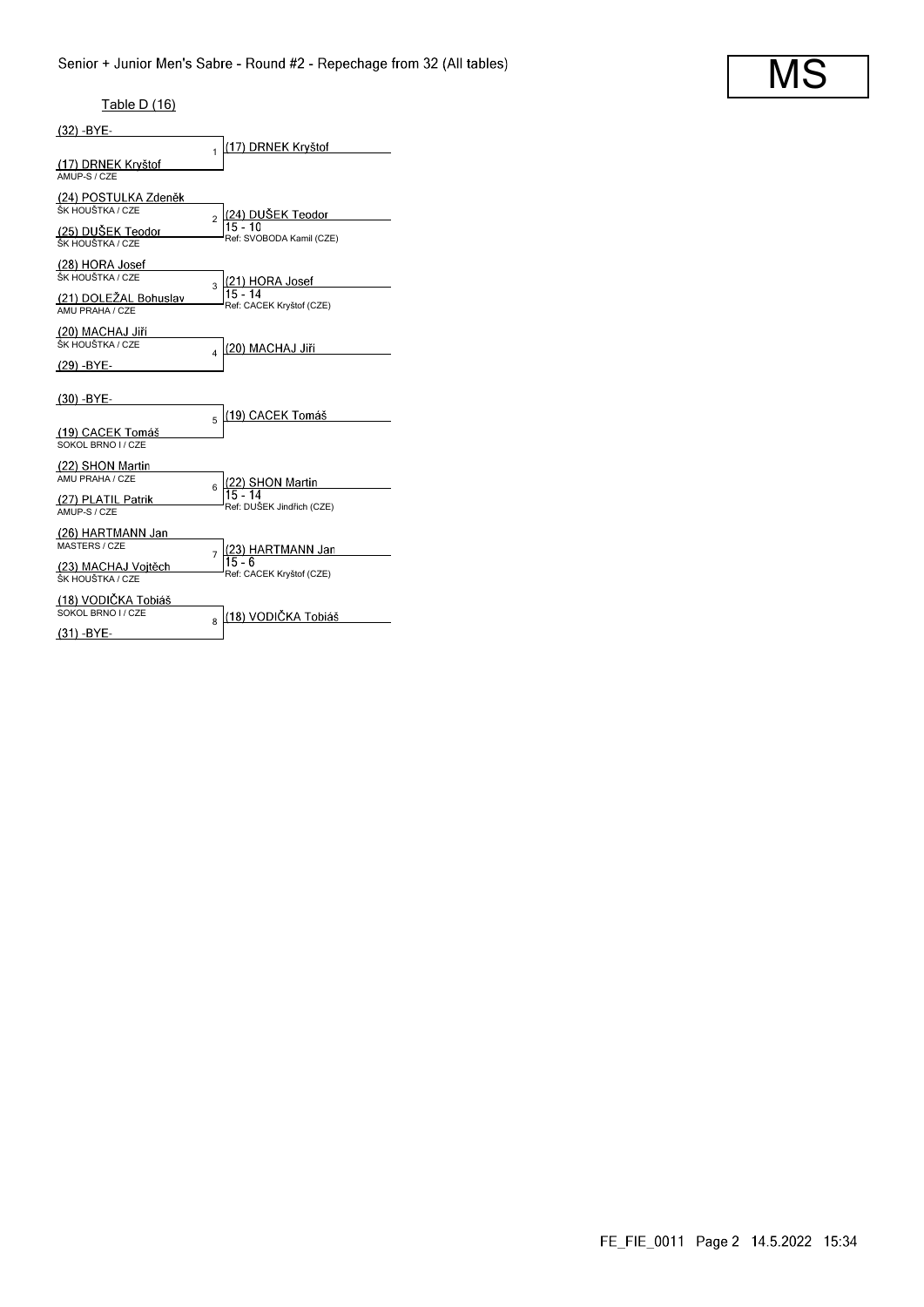Senior + Junior Men's Sabre - Round #2 - Repechage from 32 (All tables)

MS

Table D (16)

| Bout | Fencer 1 | Fencer 2 | Winner | Score | Referee |
|---|---|---|---|---|---|
| 1 | (32) -BYE- | (17) DRNEK Kryštof (AMUP-S / CZE) | (17) DRNEK Kryštof | | |
| 2 | (24) POSTULKA Zdeněk (ŠK HOUŠTKA / CZE) | (25) DUŠEK Teodor (ŠK HOUŠTKA / CZE) | (24) DUŠEK Teodor | 15 - 10 | Ref: SVOBODA Kamil (CZE) |
| 3 | (28) HORA Josef (ŠK HOUŠTKA / CZE) | (21) DOLEŽAL Bohuslav (AMU PRAHA / CZE) | (21) HORA Josef | 15 - 14 | Ref: CACEK Kryštof (CZE) |
| 4 | (20) MACHAJ Jiří (ŠK HOUŠTKA / CZE) | (29) -BYE- | (20) MACHAJ Jiří | | |
| 5 | (30) -BYE- | (19) CACEK Tomáš (SOKOL BRNO I / CZE) | (19) CACEK Tomáš | | |
| 6 | (22) SHON Martin (AMU PRAHA / CZE) | (27) PLATIL Patrik (AMUP-S / CZE) | (22) SHON Martin | 15 - 14 | Ref: DUŠEK Jindřich (CZE) |
| 7 | (26) HARTMANN Jan (MASTERS / CZE) | (23) MACHAJ Vojtěch (ŠK HOUŠTKA / CZE) | (23) HARTMANN Jan | 15 - 6 | Ref: CACEK Kryštof (CZE) |
| 8 | (18) VODIČKA Tobiáš (SOKOL BRNO I / CZE) | (31) -BYE- | (18) VODIČKA Tobiáš | | |

FE_FIE_0011 Page 2 14.5.2022 15:34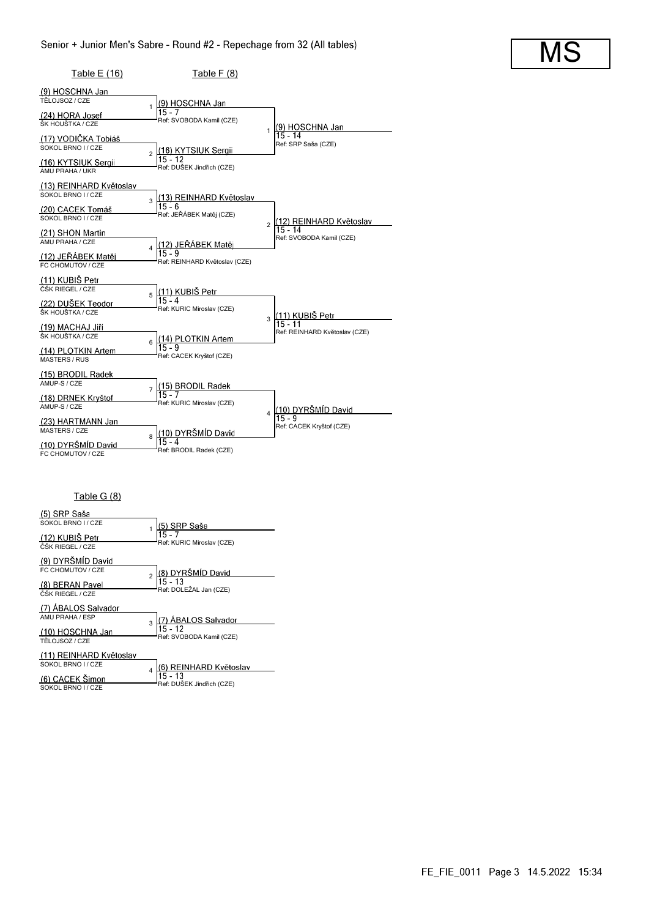# Senior + Junior Men's Sabre - Round #2 - Repechage from 32 (All tables)

MS

## Table E (16) / Table F (8)

| Table E (16) | Bout | Table F (8) | Bout | Result |
|---|---|---|---|---|
| (9) HOSCHNA Jan — TĚLOJSOZ / CZE | 1 | (9) HOSCHNA Jan 15 - 7 Ref: SVOBODA Kamil (CZE) | 1 | (9) HOSCHNA Jan 15 - 14 Ref: SRP Saša (CZE) |
| (24) HORA Josef — ŠK HOUŠTKA / CZE | | | | |
| (17) VODIČKA Tobiáš — SOKOL BRNO I / CZE | 2 | (16) KYTSIUK Sergii 15 - 12 Ref: DUŠEK Jindřich (CZE) | | |
| (16) KYTSIUK Sergii — AMU PRAHA / UKR | | | | |
| (13) REINHARD Květoslav — SOKOL BRNO I / CZE | 3 | (13) REINHARD Květoslav 15 - 6 Ref: JEŘÁBEK Matěj (CZE) | 2 | (12) REINHARD Květoslav 15 - 14 Ref: SVOBODA Kamil (CZE) |
| (20) CACEK Tomáš — SOKOL BRNO I / CZE | | | | |
| (21) SHON Martin — AMU PRAHA / CZE | 4 | (12) JEŘÁBEK Matěj 15 - 9 Ref: REINHARD Květoslav (CZE) | | |
| (12) JEŘÁBEK Matěj — FC CHOMUTOV / CZE | | | | |
| (11) KUBIŠ Petr — ČŠK RIEGEL / CZE | 5 | (11) KUBIŠ Petr 15 - 4 Ref: KURIC Miroslav (CZE) | 3 | (11) KUBIŠ Petr 15 - 11 Ref: REINHARD Květoslav (CZE) |
| (22) DUŠEK Teodor — ŠK HOUŠTKA / CZE | | | | |
| (19) MACHAJ Jiří — ŠK HOUŠTKA / CZE | 6 | (14) PLOTKIN Artem 15 - 9 Ref: CACEK Kryštof (CZE) | | |
| (14) PLOTKIN Artem — MASTERS / RUS | | | | |
| (15) BRODIL Radek — AMUP-S / CZE | 7 | (15) BRODIL Radek 15 - 7 Ref: KURIC Miroslav (CZE) | 4 | (10) DYRŠMÍD David 15 - 9 Ref: CACEK Kryštof (CZE) |
| (18) DRNEK Kryštof — AMUP-S / CZE | | | | |
| (23) HARTMANN Jan — MASTERS / CZE | 8 | (10) DYRŠMÍD David 15 - 4 Ref: BRODIL Radek (CZE) | | |
| (10) DYRŠMÍD David — FC CHOMUTOV / CZE | | | | |

## Table G (8)

| Table G (8) | Bout | Result |
|---|---|---|
| (5) SRP Saša — SOKOL BRNO I / CZE | 1 | (5) SRP Saša 15 - 7 Ref: KURIC Miroslav (CZE) |
| (12) KUBIŠ Petr — ČŠK RIEGEL / CZE | | |
| (9) DYRŠMÍD David — FC CHOMUTOV / CZE | 2 | (8) DYRŠMÍD David 15 - 13 Ref: DOLEŽAL Jan (CZE) |
| (8) BERAN Pavel — ČŠK RIEGEL / CZE | | |
| (7) ÁBALOS Salvador — AMU PRAHA / ESP | 3 | (7) ÁBALOS Salvador 15 - 12 Ref: SVOBODA Kamil (CZE) |
| (10) HOSCHNA Jan — TĚLOJSOZ / CZE | | |
| (11) REINHARD Květoslav — SOKOL BRNO I / CZE | 4 | (6) REINHARD Květoslav 15 - 13 Ref: DUŠEK Jindřich (CZE) |
| (6) CACEK Šimon — SOKOL BRNO I / CZE | | |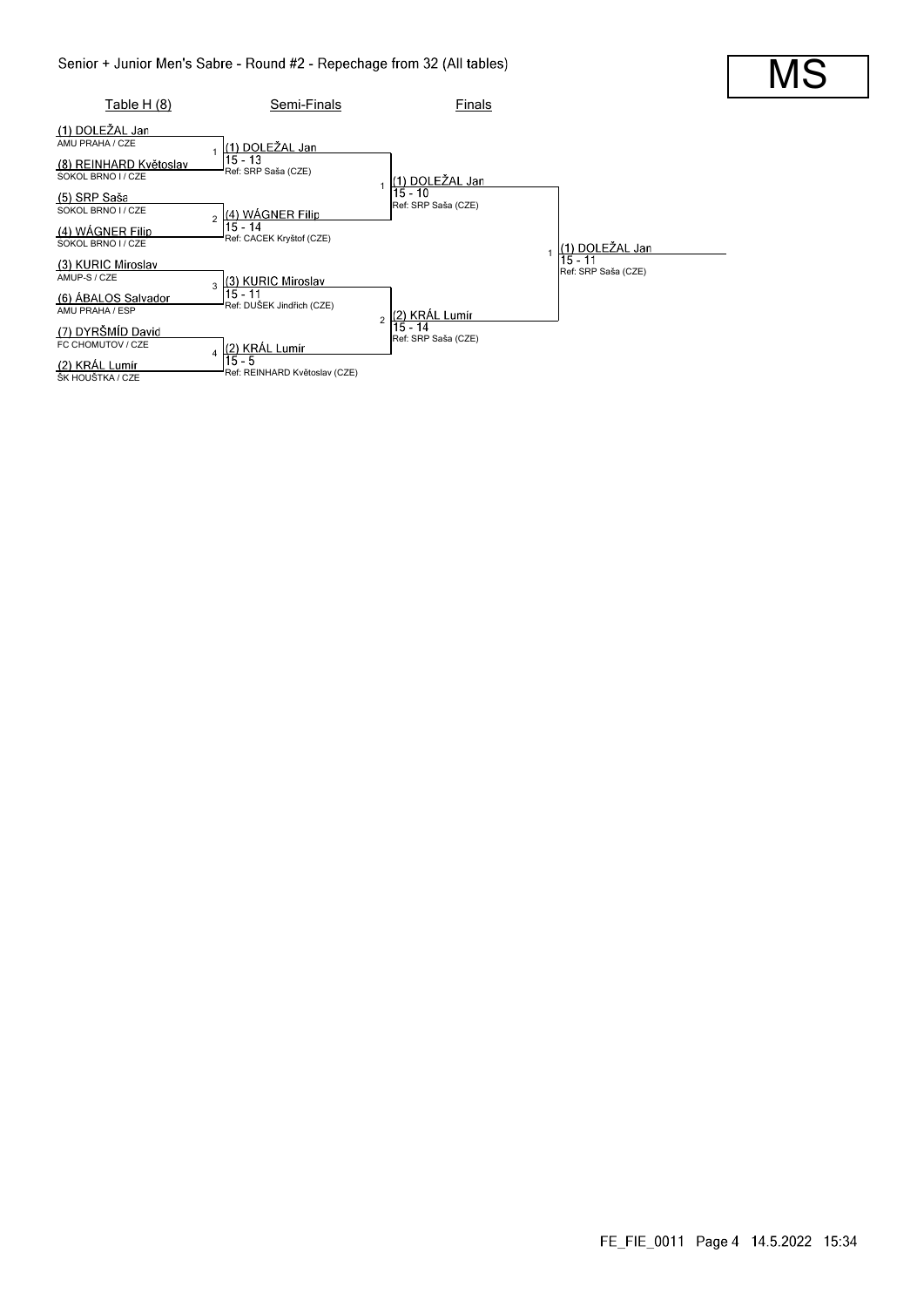# Senior + Junior Men's Sabre - Round #2 - Repechage from 32 (All tables)

**MS**

| Table H (8) | | Semi-Finals | Finals | |
|---|---|---|---|---|
| (1) DOLEŽAL Jan<br>AMU PRAHA / CZE | 1 | (1) DOLEŽAL Jan<br>15 - 13<br>Ref: SRP Saša (CZE) | | |
| (8) REINHARD Květoslav<br>SOKOL BRNO I / CZE | | | 1 (1) DOLEŽAL Jan<br>15 - 10<br>Ref: SRP Saša (CZE) | |
| (5) SRP Saša<br>SOKOL BRNO I / CZE | 2 | (4) WÁGNER Filip<br>15 - 14<br>Ref: CACEK Kryštof (CZE) | | |
| (4) WÁGNER Filip<br>SOKOL BRNO I / CZE | | | | 1 (1) DOLEŽAL Jan<br>15 - 11<br>Ref: SRP Saša (CZE) |
| (3) KURIC Miroslav<br>AMUP-S / CZE | 3 | (3) KURIC Miroslav<br>15 - 11<br>Ref: DUŠEK Jindřich (CZE) | | |
| (6) ÁBALOS Salvador<br>AMU PRAHA / ESP | | | 2 (2) KRÁL Lumír<br>15 - 14<br>Ref: SRP Saša (CZE) | |
| (7) DYRŠMÍD David<br>FC CHOMUTOV / CZE | 4 | (2) KRÁL Lumír<br>15 - 5<br>Ref: REINHARD Květoslav (CZE) | | |
| (2) KRÁL Lumír<br>ŠK HOUŠTKA / CZE | | | | |

FE_FIE_0011 Page 4 14.5.2022 15:34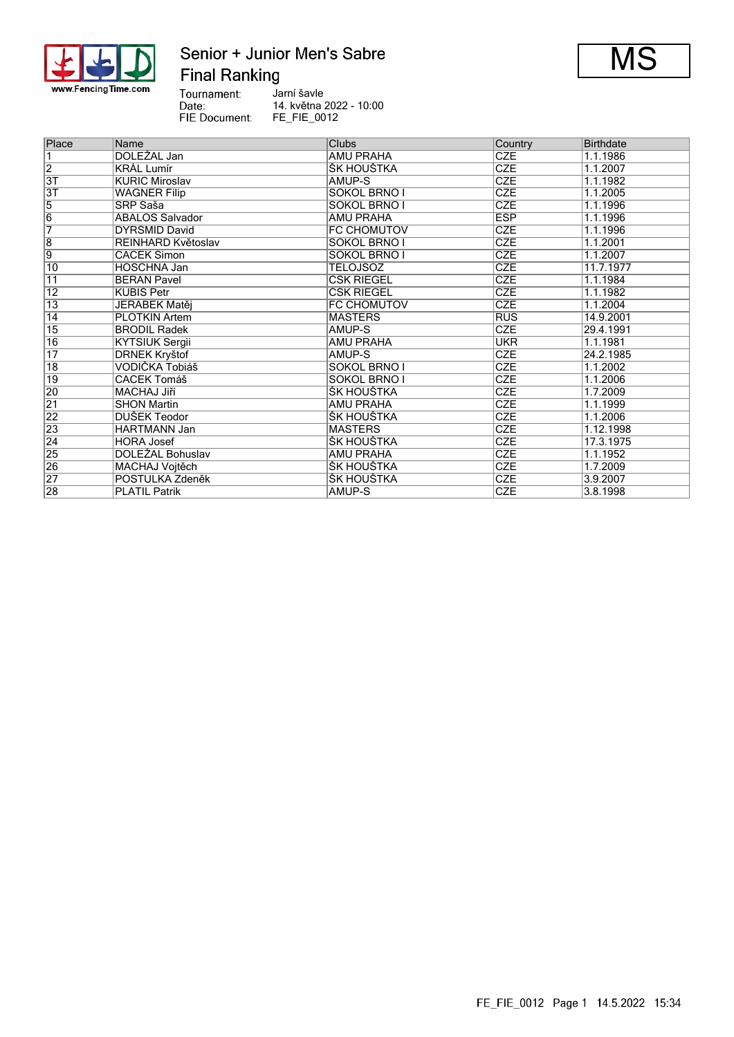# Senior + Junior Men's Sabre

## Final Ranking

MS

Tournament: Jarní šavle
Date: 14. května 2022 - 10:00
FIE Document: FE_FIE_0012

| Place | Name | Clubs | Country | Birthdate |
|---|---|---|---|---|
| 1 | DOLEŽAL Jan | AMU PRAHA | CZE | 1.1.1986 |
| 2 | KRÁL Lumír | ŠK HOUŠTKA | CZE | 1.1.2007 |
| 3T | KURIC Miroslav | AMUP-S | CZE | 1.1.1982 |
| 3T | WAGNER Filip | SOKOL BRNO I | CZE | 1.1.2005 |
| 5 | SRP Saša | SOKOL BRNO I | CZE | 1.1.1996 |
| 6 | ABALOS Salvador | AMU PRAHA | ESP | 1.1.1996 |
| 7 | DYRSMID David | FC CHOMUTOV | CZE | 1.1.1996 |
| 8 | REINHARD Květoslav | SOKOL BRNO I | CZE | 1.1.2001 |
| 9 | CACEK Simon | SOKOL BRNO I | CZE | 1.1.2007 |
| 10 | HOSCHNA Jan | TELOJSOZ | CZE | 11.7.1977 |
| 11 | BERAN Pavel | CSK RIEGEL | CZE | 1.1.1984 |
| 12 | KUBIS Petr | CSK RIEGEL | CZE | 1.1.1982 |
| 13 | JERABEK Matěj | FC CHOMUTOV | CZE | 1.1.2004 |
| 14 | PLOTKIN Artem | MASTERS | RUS | 14.9.2001 |
| 15 | BRODIL Radek | AMUP-S | CZE | 29.4.1991 |
| 16 | KYTSIUK Sergii | AMU PRAHA | UKR | 1.1.1981 |
| 17 | DRNEK Kryštof | AMUP-S | CZE | 24.2.1985 |
| 18 | VODIČKA Tobiáš | SOKOL BRNO I | CZE | 1.1.2002 |
| 19 | CACEK Tomáš | SOKOL BRNO I | CZE | 1.1.2006 |
| 20 | MACHAJ Jiří | ŠK HOUŠTKA | CZE | 1.7.2009 |
| 21 | SHON Martin | AMU PRAHA | CZE | 1.1.1999 |
| 22 | DUŠEK Teodor | ŠK HOUŠTKA | CZE | 1.1.2006 |
| 23 | HARTMANN Jan | MASTERS | CZE | 1.12.1998 |
| 24 | HORA Josef | ŠK HOUŠTKA | CZE | 17.3.1975 |
| 25 | DOLEŽAL Bohuslav | AMU PRAHA | CZE | 1.1.1952 |
| 26 | MACHAJ Vojtěch | ŠK HOUŠTKA | CZE | 1.7.2009 |
| 27 | POSTULKA Zdeněk | ŠK HOUŠTKA | CZE | 3.9.2007 |
| 28 | PLATIL Patrik | AMUP-S | CZE | 3.8.1998 |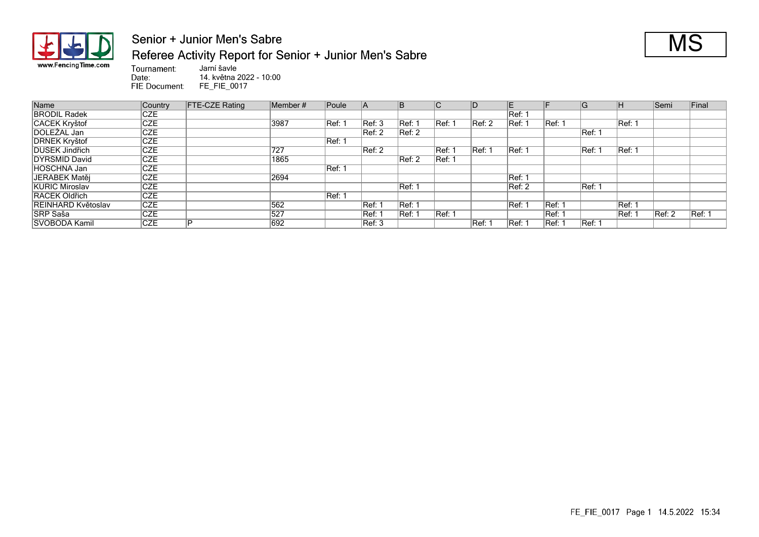# Senior + Junior Men's Sabre

## Referee Activity Report for Senior + Junior Men's Sabre

**MS**

Tournament: Jarní šavle
Date: 14. května 2022 - 10:00
FIE Document: FE_FIE_0017

| Name | Country | FTE-CZE Rating | Member # | Poule | A | B | C | D | E | F | G | H | Semi | Final |
|---|---|---|---|---|---|---|---|---|---|---|---|---|---|---|
| BRODIL Radek | CZE | | | | | | | | Ref: 1 | | | | | |
| CACEK Kryštof | CZE | | 3987 | Ref: 1 | Ref: 3 | Ref: 1 | Ref: 1 | Ref: 2 | Ref: 1 | Ref: 1 | | Ref: 1 | | |
| DOLEŽAL Jan | CZE | | | | Ref: 2 | Ref: 2 | | | | | Ref: 1 | | | |
| DRNEK Kryštof | CZE | | | Ref: 1 | | | | | | | | | | |
| DUSEK Jindřich | CZE | | 727 | | Ref: 2 | | Ref: 1 | Ref: 1 | Ref: 1 | | Ref: 1 | Ref: 1 | | |
| DYRSMID David | CZE | | 1865 | | | Ref: 2 | Ref: 1 | | | | | | | |
| HOSCHNA Jan | CZE | | | Ref: 1 | | | | | | | | | | |
| JERABEK Matěj | CZE | | 2694 | | | | | | Ref: 1 | | | | | |
| KURIC Miroslav | CZE | | | | | Ref: 1 | | | Ref: 2 | | Ref: 1 | | | |
| RACEK Oldřich | CZE | | | Ref: 1 | | | | | | | | | | |
| REINHARD Květoslav | CZE | | 562 | | Ref: 1 | Ref: 1 | | | Ref: 1 | Ref: 1 | | Ref: 1 | | |
| SRP Saša | CZE | | 527 | | Ref: 1 | Ref: 1 | Ref: 1 | | | Ref: 1 | | Ref: 1 | Ref: 2 | Ref: 1 |
| SVOBODA Kamil | CZE | P | 692 | | Ref: 3 | | | Ref: 1 | Ref: 1 | Ref: 1 | Ref: 1 | | | |